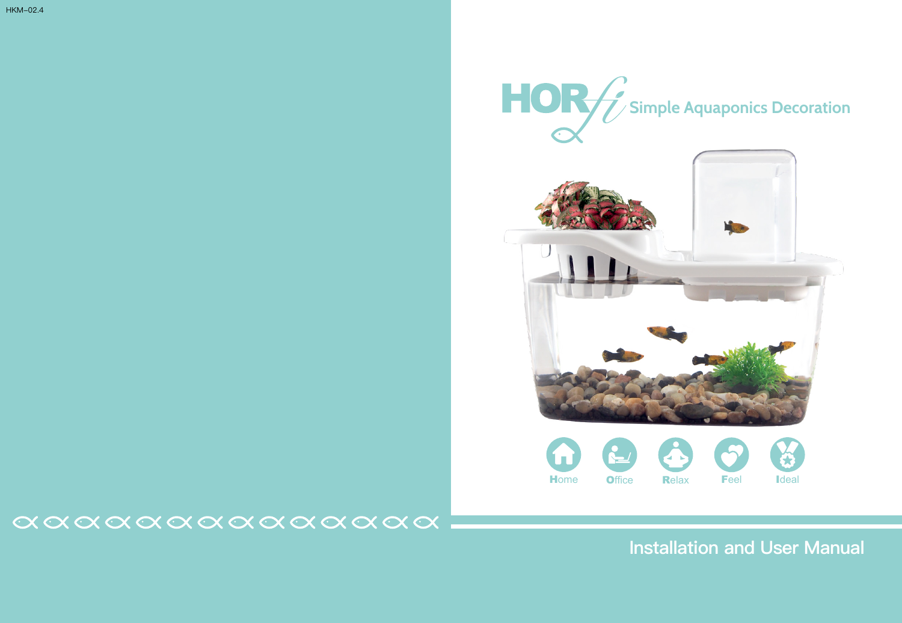HKM-02.4

# HORfi Simple Aquaponics Decoration

Home Office Relax Feel Ideal

## Installation and User Manual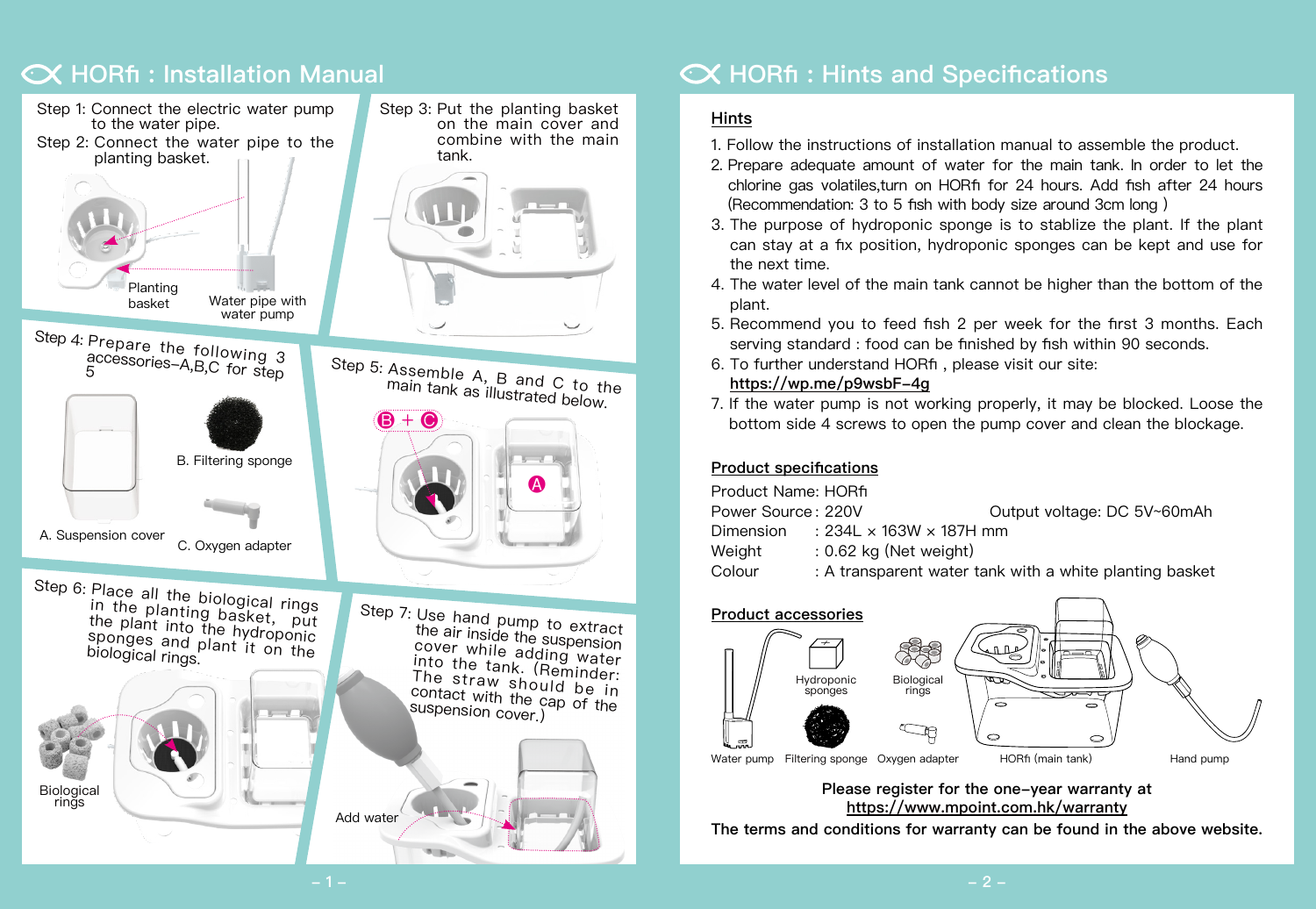# HORfi : Installation Manual

Step 1: Connect the electric water pump to the water pipe.

Step 2: Connect the water pipe to the planting basket.

Planting basket

Water pipe with water pump

Step 3: Put the planting basket on the main cover and combine with the main tank.

Step 4: Prepare the following 3 accessories–A,B,C for step 5

A. Suspension cover

B. Filtering sponge

C. Oxygen adapter

Step 5: Assemble A, B and C to the main tank as illustrated below.

B + C

A

Step 6: Place all the biological rings in the planting basket, put the plant into the hydroponic sponges and plant it on the biological rings.

Biological rings

Step 7: Use hand pump to extract the air inside the suspension cover while adding water into the tank. (Reminder: The straw should be in contact with the cap of the suspension cover.)

Add water

# HORfi : Hints and Specifications

## Hints

1. Follow the instructions of installation manual to assemble the product.
2. Prepare adequate amount of water for the main tank. In order to let the chlorine gas volatiles,turn on HORfi for 24 hours. Add fish after 24 hours (Recommendation: 3 to 5 fish with body size around 3cm long )
3. The purpose of hydroponic sponge is to stablize the plant. If the plant can stay at a fix position, hydroponic sponges can be kept and use for the next time.
4. The water level of the main tank cannot be higher than the bottom of the plant.
5. Recommend you to feed fish 2 per week for the first 3 months. Each serving standard : food can be finished by fish within 90 seconds.
6. To further understand HORfi , please visit our site: https://wp.me/p9wsbF-4g
7. If the water pump is not working properly, it may be blocked. Loose the bottom side 4 screws to open the pump cover and clean the blockage.

## Product specifications

Product Name: HORfi

Power Source : 220V  Output voltage: DC 5V~60mAh

Dimension : 234L × 163W × 187H mm

Weight : 0.62 kg (Net weight)

Colour : A transparent water tank with a white planting basket

## Product accessories

Water pump

Hydroponic sponges

Filtering sponge

Biological rings

Oxygen adapter

HORfi (main tank)

Hand pump

Please register for the one-year warranty at https://www.mpoint.com.hk/warranty

The terms and conditions for warranty can be found in the above website.